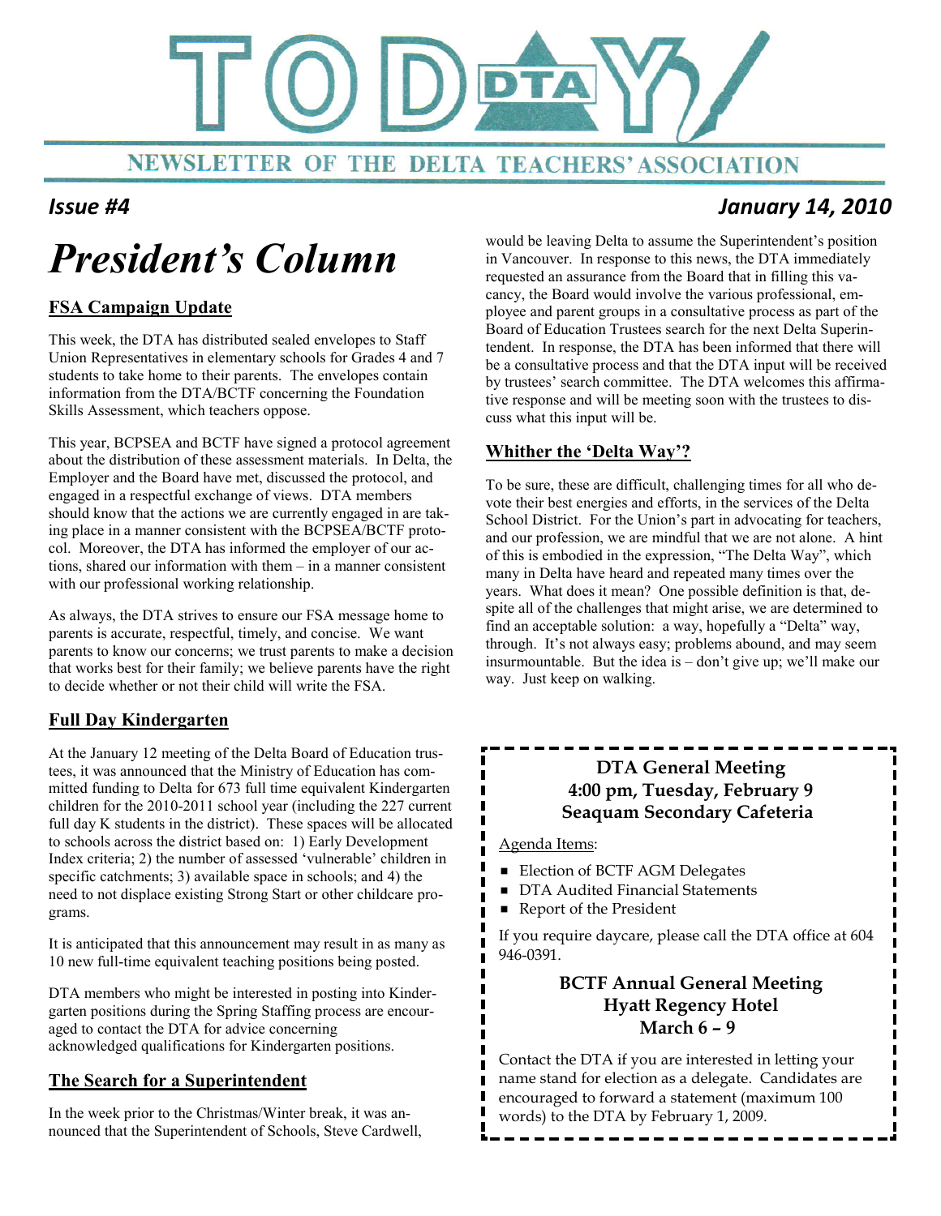# TODAY DTA

**NEWSLETTER OF THE DELTA TEACHERS' ASSOCIATION**

***Issue #4*** ***January 14, 2010***

# *President's Column*

## FSA Campaign Update

This week, the DTA has distributed sealed envelopes to Staff Union Representatives in elementary schools for Grades 4 and 7 students to take home to their parents. The envelopes contain information from the DTA/BCTF concerning the Foundation Skills Assessment, which teachers oppose.

This year, BCPSEA and BCTF have signed a protocol agreement about the distribution of these assessment materials. In Delta, the Employer and the Board have met, discussed the protocol, and engaged in a respectful exchange of views. DTA members should know that the actions we are currently engaged in are taking place in a manner consistent with the BCPSEA/BCTF protocol. Moreover, the DTA has informed the employer of our actions, shared our information with them – in a manner consistent with our professional working relationship.

As always, the DTA strives to ensure our FSA message home to parents is accurate, respectful, timely, and concise. We want parents to know our concerns; we trust parents to make a decision that works best for their family; we believe parents have the right to decide whether or not their child will write the FSA.

## Full Day Kindergarten

At the January 12 meeting of the Delta Board of Education trustees, it was announced that the Ministry of Education has committed funding to Delta for 673 full time equivalent Kindergarten children for the 2010-2011 school year (including the 227 current full day K students in the district). These spaces will be allocated to schools across the district based on: 1) Early Development Index criteria; 2) the number of assessed 'vulnerable' children in specific catchments; 3) available space in schools; and 4) the need to not displace existing Strong Start or other childcare programs.

It is anticipated that this announcement may result in as many as 10 new full-time equivalent teaching positions being posted.

DTA members who might be interested in posting into Kindergarten positions during the Spring Staffing process are encouraged to contact the DTA for advice concerning acknowledged qualifications for Kindergarten positions.

## The Search for a Superintendent

In the week prior to the Christmas/Winter break, it was announced that the Superintendent of Schools, Steve Cardwell, would be leaving Delta to assume the Superintendent's position in Vancouver. In response to this news, the DTA immediately requested an assurance from the Board that in filling this vacancy, the Board would involve the various professional, employee and parent groups in a consultative process as part of the Board of Education Trustees search for the next Delta Superintendent. In response, the DTA has been informed that there will be a consultative process and that the DTA input will be received by trustees' search committee. The DTA welcomes this affirmative response and will be meeting soon with the trustees to discuss what this input will be.

## Whither the 'Delta Way'?

To be sure, these are difficult, challenging times for all who devote their best energies and efforts, in the services of the Delta School District. For the Union's part in advocating for teachers, and our profession, we are mindful that we are not alone. A hint of this is embodied in the expression, "The Delta Way", which many in Delta have heard and repeated many times over the years. What does it mean? One possible definition is that, despite all of the challenges that might arise, we are determined to find an acceptable solution: a way, hopefully a "Delta" way, through. It's not always easy; problems abound, and may seem insurmountable. But the idea is – don't give up; we'll make our way. Just keep on walking.

---

**DTA General Meeting**
**4:00 pm, Tuesday, February 9**
**Seaquam Secondary Cafeteria**

Agenda Items:

- Election of BCTF AGM Delegates
- DTA Audited Financial Statements
- Report of the President

If you require daycare, please call the DTA office at 604 946-0391.

**BCTF Annual General Meeting**
**Hyatt Regency Hotel**
**March 6 – 9**

Contact the DTA if you are interested in letting your name stand for election as a delegate. Candidates are encouraged to forward a statement (maximum 100 words) to the DTA by February 1, 2009.

---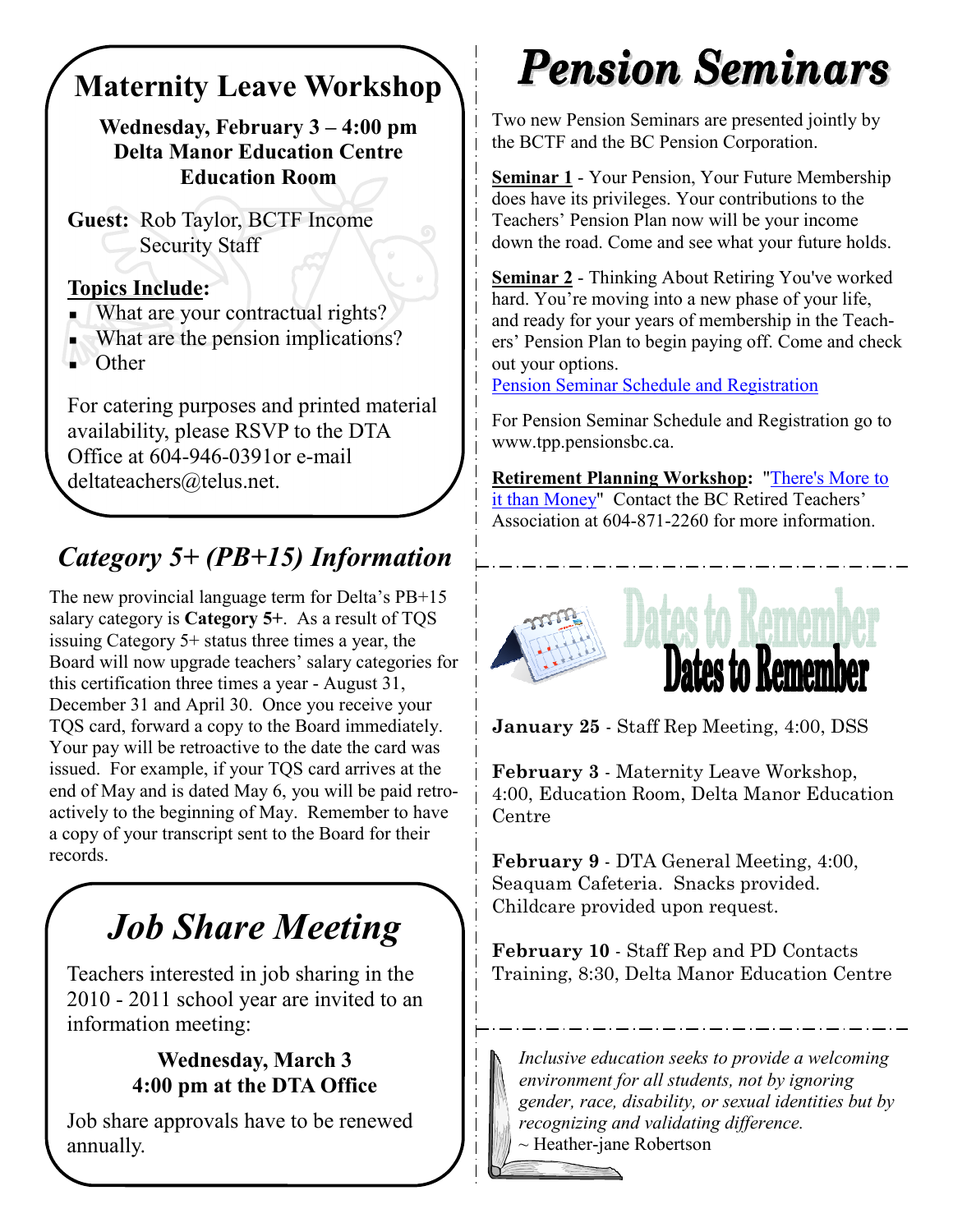## Maternity Leave Workshop

**Wednesday, February 3 – 4:00 pm**
**Delta Manor Education Centre**
**Education Room**

**Guest:** Rob Taylor, BCTF Income Security Staff

**Topics Include:**

- What are your contractual rights?
- What are the pension implications?
- Other

For catering purposes and printed material availability, please RSVP to the DTA Office at 604-946-0391or e-mail deltateachers@telus.net.

## *Category 5+ (PB+15) Information*

The new provincial language term for Delta's PB+15 salary category is **Category 5+**. As a result of TQS issuing Category 5+ status three times a year, the Board will now upgrade teachers' salary categories for this certification three times a year - August 31, December 31 and April 30. Once you receive your TQS card, forward a copy to the Board immediately. Your pay will be retroactive to the date the card was issued. For example, if your TQS card arrives at the end of May and is dated May 6, you will be paid retroactively to the beginning of May. Remember to have a copy of your transcript sent to the Board for their records.

## *Job Share Meeting*

Teachers interested in job sharing in the 2010 - 2011 school year are invited to an information meeting:

**Wednesday, March 3**
**4:00 pm at the DTA Office**

Job share approvals have to be renewed annually.

# *Pension Seminars*

Two new Pension Seminars are presented jointly by the BCTF and the BC Pension Corporation.

**Seminar 1** - Your Pension, Your Future Membership does have its privileges. Your contributions to the Teachers' Pension Plan now will be your income down the road. Come and see what your future holds.

**Seminar 2** - Thinking About Retiring You've worked hard. You're moving into a new phase of your life, and ready for your years of membership in the Teachers' Pension Plan to begin paying off. Come and check out your options.
Pension Seminar Schedule and Registration

For Pension Seminar Schedule and Registration go to www.tpp.pensionsbc.ca.

**Retirement Planning Workshop:** "There's More to it than Money" Contact the BC Retired Teachers' Association at 604-871-2260 for more information.

## Dates to Remember

**January 25** - Staff Rep Meeting, 4:00, DSS

**February 3** - Maternity Leave Workshop, 4:00, Education Room, Delta Manor Education Centre

**February 9** - DTA General Meeting, 4:00, Seaquam Cafeteria. Snacks provided. Childcare provided upon request.

**February 10** - Staff Rep and PD Contacts Training, 8:30, Delta Manor Education Centre

*Inclusive education seeks to provide a welcoming environment for all students, not by ignoring gender, race, disability, or sexual identities but by recognizing and validating difference.*
~ Heather-jane Robertson